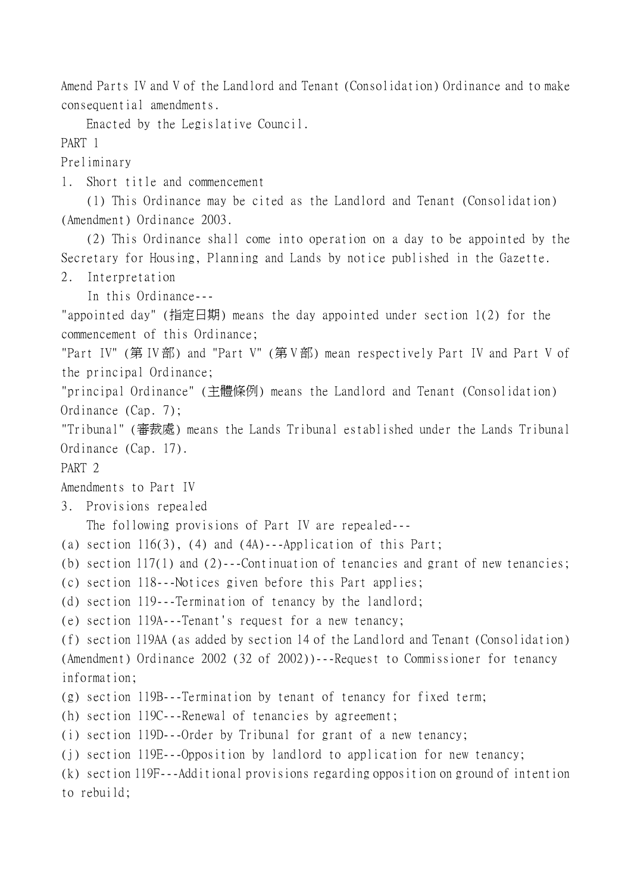Amend Parts IV and V of the Landlord and Tenant (Consolidation) Ordinance and to make consequential amendments.

Enacted by the Legislative Council.

PART 1

Preliminary

1. Short title and commencement

(1) This Ordinance may be cited as the Landlord and Tenant (Consolidation) (Amendment) Ordinance 2003.

(2) This Ordinance shall come into operation on a day to be appointed by the Secretary for Housing, Planning and Lands by notice published in the Gazette.

2. Interpretation

In this Ordinance---

"appointed day" (指定日期) means the day appointed under section 1(2) for the commencement of this Ordinance;

"Part IV" (第 IV 部) and "Part V" (第 V 部) mean respectively Part IV and Part V of the principal Ordinance;

"principal Ordinance" (主體條例) means the Landlord and Tenant (Consolidation) Ordinance (Cap. 7);

"Tribunal" (審裁處) means the Lands Tribunal established under the Lands Tribunal Ordinance (Cap. 17).

PART 2

Amendments to Part IV

3. Provisions repealed

The following provisions of Part IV are repealed---

(a) section 116(3), (4) and (4A)---Application of this Part;

(b) section 117(1) and (2)---Continuation of tenancies and grant of new tenancies;

(c) section 118---Notices given before this Part applies;

(d) section 119---Termination of tenancy by the landlord;

(e) section 119A---Tenant's request for a new tenancy;

(f) section 119AA (as added by section 14 of the Landlord and Tenant (Consolidation) (Amendment) Ordinance 2002 (32 of 2002))---Request to Commissioner for tenancy information;

(g) section 119B---Termination by tenant of tenancy for fixed term;

(h) section 119C---Renewal of tenancies by agreement;

(i) section 119D---Order by Tribunal for grant of a new tenancy;

(j) section 119E---Opposition by landlord to application for new tenancy;

(k) section 119F---Additional provisions regarding opposition on ground of intention to rebuild;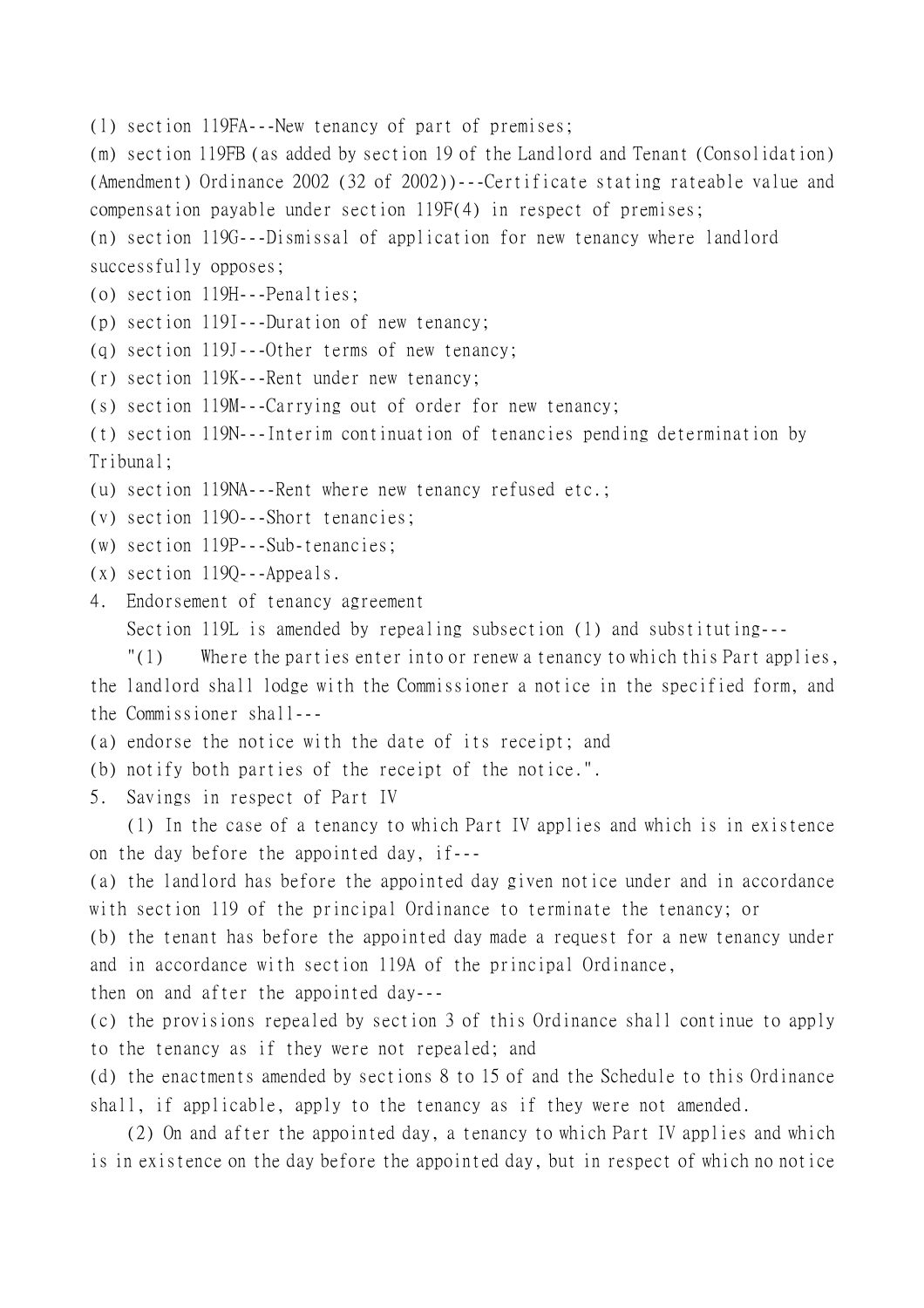(l) section 119FA---New tenancy of part of premises;

(m) section 119FB (as added by section 19 of the Landlord and Tenant (Consolidation) (Amendment) Ordinance 2002 (32 of 2002))---Certificate stating rateable value and compensation payable under section 119F(4) in respect of premises;

(n) section 119G---Dismissal of application for new tenancy where landlord successfully opposes;

(o) section 119H---Penalties;

(p) section 119I---Duration of new tenancy;

(q) section 119J---Other terms of new tenancy;

(r) section 119K---Rent under new tenancy;

(s) section 119M---Carrying out of order for new tenancy;

(t) section 119N---Interim continuation of tenancies pending determination by Tribunal;

(u) section 119NA---Rent where new tenancy refused etc.;

(v) section 119O---Short tenancies;

(w) section 119P---Sub-tenancies;

(x) section 119Q---Appeals.

4. Endorsement of tenancy agreement

Section 119L is amended by repealing subsection (1) and substituting---

"(1) Where the parties enter into or renew a tenancy to which this Part applies, the landlord shall lodge with the Commissioner a notice in the specified form, and the Commissioner shall---

(a) endorse the notice with the date of its receipt; and

(b) notify both parties of the receipt of the notice.".

5. Savings in respect of Part IV

(1) In the case of a tenancy to which Part IV applies and which is in existence on the day before the appointed day, if---

(a) the landlord has before the appointed day given notice under and in accordance with section 119 of the principal Ordinance to terminate the tenancy; or

(b) the tenant has before the appointed day made a request for a new tenancy under and in accordance with section 119A of the principal Ordinance,

then on and after the appointed day---

(c) the provisions repealed by section 3 of this Ordinance shall continue to apply to the tenancy as if they were not repealed; and

(d) the enactments amended by sections 8 to 15 of and the Schedule to this Ordinance shall, if applicable, apply to the tenancy as if they were not amended.

(2) On and after the appointed day, a tenancy to which Part IV applies and which is in existence on the day before the appointed day, but in respect of which no notice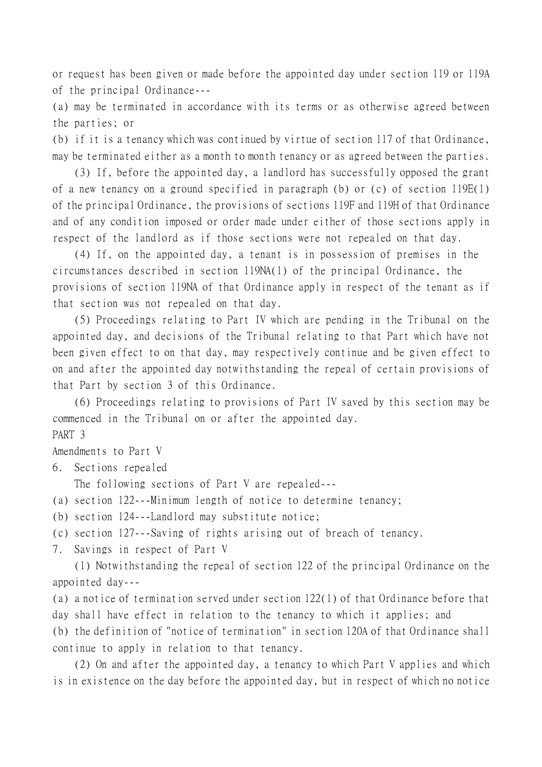or request has been given or made before the appointed day under section 119 or 119A of the principal Ordinance---

(a) may be terminated in accordance with its terms or as otherwise agreed between the parties; or

(b) if it is a tenancy which was continued by virtue of section 117 of that Ordinance, may be terminated either as a month to month tenancy or as agreed between the parties.

(3) If, before the appointed day, a landlord has successfully opposed the grant of a new tenancy on a ground specified in paragraph (b) or (c) of section 119E(1) of the principal Ordinance, the provisions of sections 119F and 119H of that Ordinance and of any condition imposed or order made under either of those sections apply in respect of the landlord as if those sections were not repealed on that day.

(4) If, on the appointed day, a tenant is in possession of premises in the circumstances described in section 119NA(1) of the principal Ordinance, the provisions of section 119NA of that Ordinance apply in respect of the tenant as if that section was not repealed on that day.

(5) Proceedings relating to Part IV which are pending in the Tribunal on the appointed day, and decisions of the Tribunal relating to that Part which have not been given effect to on that day, may respectively continue and be given effect to on and after the appointed day notwithstanding the repeal of certain provisions of that Part by section 3 of this Ordinance.

(6) Proceedings relating to provisions of Part IV saved by this section may be commenced in the Tribunal on or after the appointed day.

PART 3

Amendments to Part V

6. Sections repealed

The following sections of Part V are repealed---

(a) section 122---Minimum length of notice to determine tenancy;

(b) section 124---Landlord may substitute notice;

(c) section 127---Saving of rights arising out of breach of tenancy.

7. Savings in respect of Part V

(1) Notwithstanding the repeal of section 122 of the principal Ordinance on the appointed day---

(a) a notice of termination served under section 122(1) of that Ordinance before that day shall have effect in relation to the tenancy to which it applies; and

(b) the definition of "notice of termination" in section 120A of that Ordinance shall continue to apply in relation to that tenancy.

(2) On and after the appointed day, a tenancy to which Part V applies and which is in existence on the day before the appointed day, but in respect of which no notice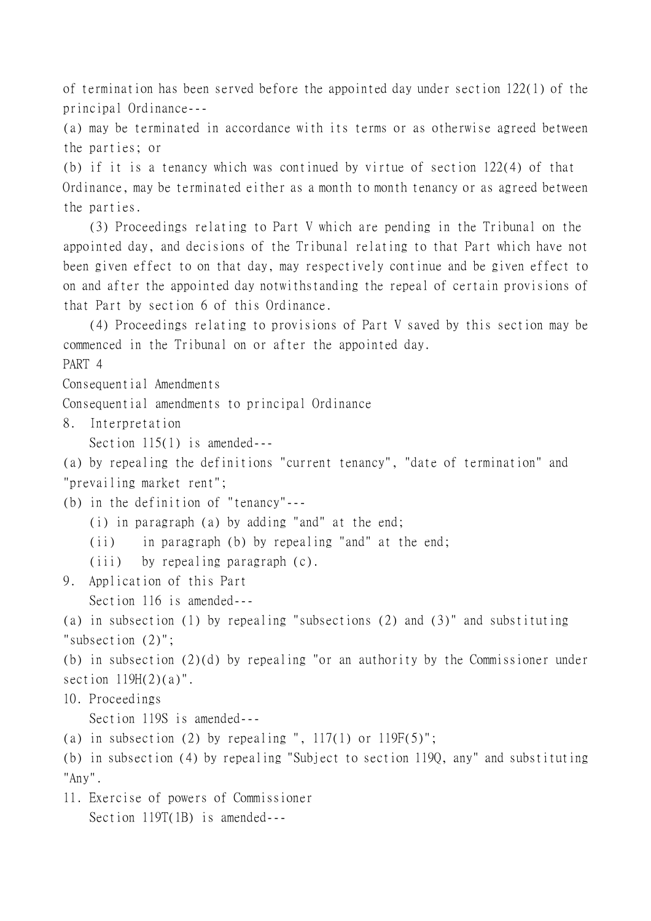of termination has been served before the appointed day under section 122(1) of the principal Ordinance---

(a) may be terminated in accordance with its terms or as otherwise agreed between the parties; or

(b) if it is a tenancy which was continued by virtue of section 122(4) of that Ordinance, may be terminated either as a month to month tenancy or as agreed between the parties.

(3) Proceedings relating to Part V which are pending in the Tribunal on the appointed day, and decisions of the Tribunal relating to that Part which have not been given effect to on that day, may respectively continue and be given effect to on and after the appointed day notwithstanding the repeal of certain provisions of that Part by section 6 of this Ordinance.

(4) Proceedings relating to provisions of Part V saved by this section may be commenced in the Tribunal on or after the appointed day.

PART 4

Consequential Amendments

Consequential amendments to principal Ordinance

8. Interpretation

Section 115(1) is amended---

(a) by repealing the definitions "current tenancy", "date of termination" and "prevailing market rent";

(b) in the definition of "tenancy"---

(i) in paragraph (a) by adding "and" at the end;

(ii) in paragraph (b) by repealing "and" at the end;

(iii) by repealing paragraph (c).

9. Application of this Part

Section 116 is amended---

(a) in subsection (1) by repealing "subsections (2) and (3)" and substituting "subsection (2)";

(b) in subsection (2)(d) by repealing "or an authority by the Commissioner under section 119H(2)(a)".

10. Proceedings

Section 119S is amended---

(a) in subsection (2) by repealing ", 117(1) or 119F(5)";

(b) in subsection (4) by repealing "Subject to section 119Q, any" and substituting "Any".

11. Exercise of powers of Commissioner

Section 119T(1B) is amended---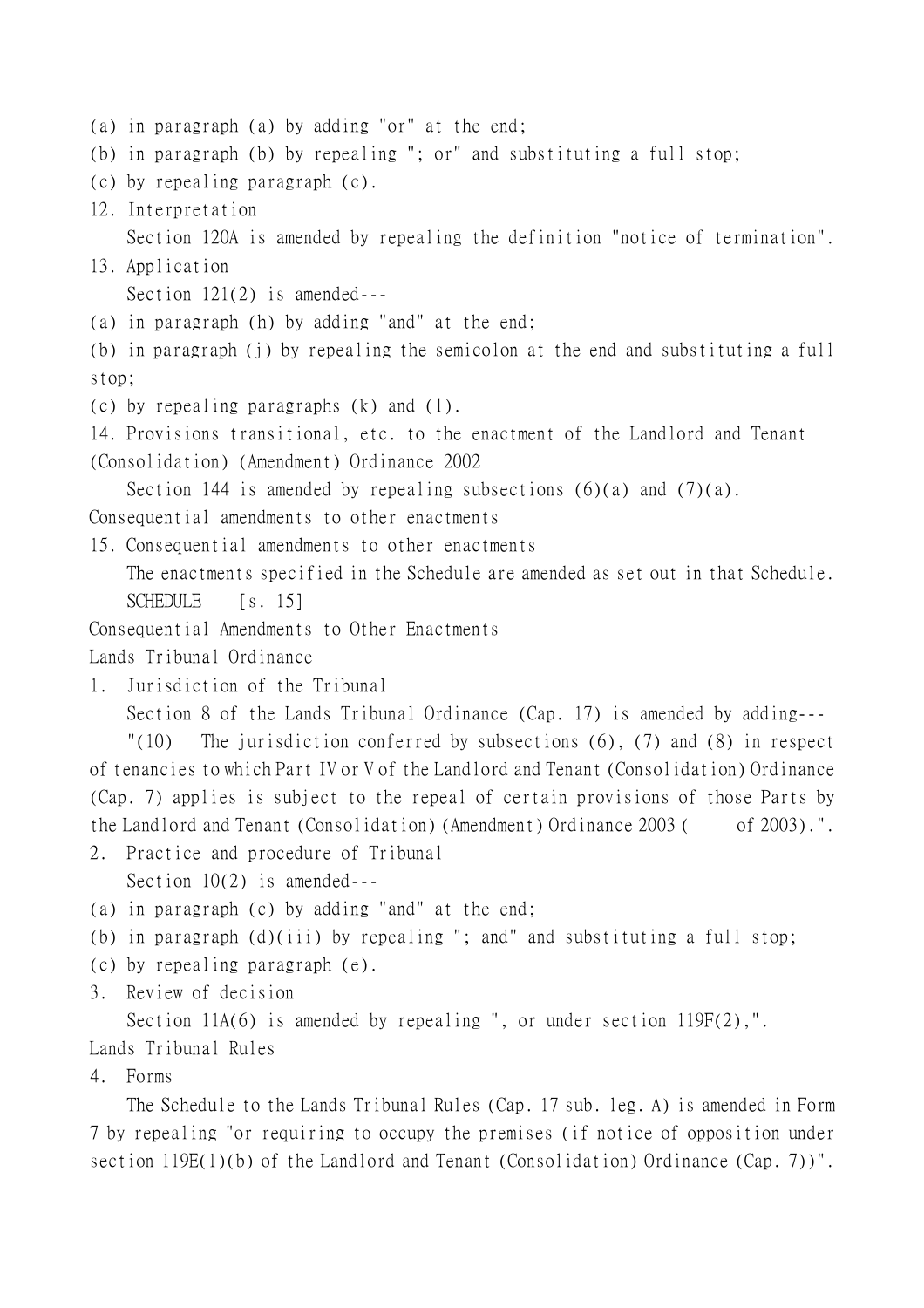(a) in paragraph (a) by adding "or" at the end;

(b) in paragraph (b) by repealing "; or" and substituting a full stop;

(c) by repealing paragraph (c).

12. Interpretation

Section 120A is amended by repealing the definition "notice of termination".

13. Application

Section 121(2) is amended---

(a) in paragraph (h) by adding "and" at the end;

(b) in paragraph (j) by repealing the semicolon at the end and substituting a full stop;

(c) by repealing paragraphs (k) and (l).

14. Provisions transitional, etc. to the enactment of the Landlord and Tenant (Consolidation) (Amendment) Ordinance 2002

Section 144 is amended by repealing subsections (6)(a) and (7)(a).

Consequential amendments to other enactments

15. Consequential amendments to other enactments

The enactments specified in the Schedule are amended as set out in that Schedule.

SCHEDULE [s. 15]

Consequential Amendments to Other Enactments

Lands Tribunal Ordinance

1. Jurisdiction of the Tribunal

Section 8 of the Lands Tribunal Ordinance (Cap. 17) is amended by adding---

"(10) The jurisdiction conferred by subsections (6), (7) and (8) in respect of tenancies to which Part IV or V of the Landlord and Tenant (Consolidation) Ordinance (Cap. 7) applies is subject to the repeal of certain provisions of those Parts by the Landlord and Tenant (Consolidation) (Amendment) Ordinance 2003 (  of 2003).".

2. Practice and procedure of Tribunal

Section 10(2) is amended---

(a) in paragraph (c) by adding "and" at the end;

(b) in paragraph (d)(iii) by repealing "; and" and substituting a full stop;

(c) by repealing paragraph (e).

3. Review of decision

Section 11A(6) is amended by repealing ", or under section 119F(2),".

Lands Tribunal Rules

4. Forms

The Schedule to the Lands Tribunal Rules (Cap. 17 sub. leg. A) is amended in Form 7 by repealing "or requiring to occupy the premises (if notice of opposition under section 119E(1)(b) of the Landlord and Tenant (Consolidation) Ordinance (Cap. 7))".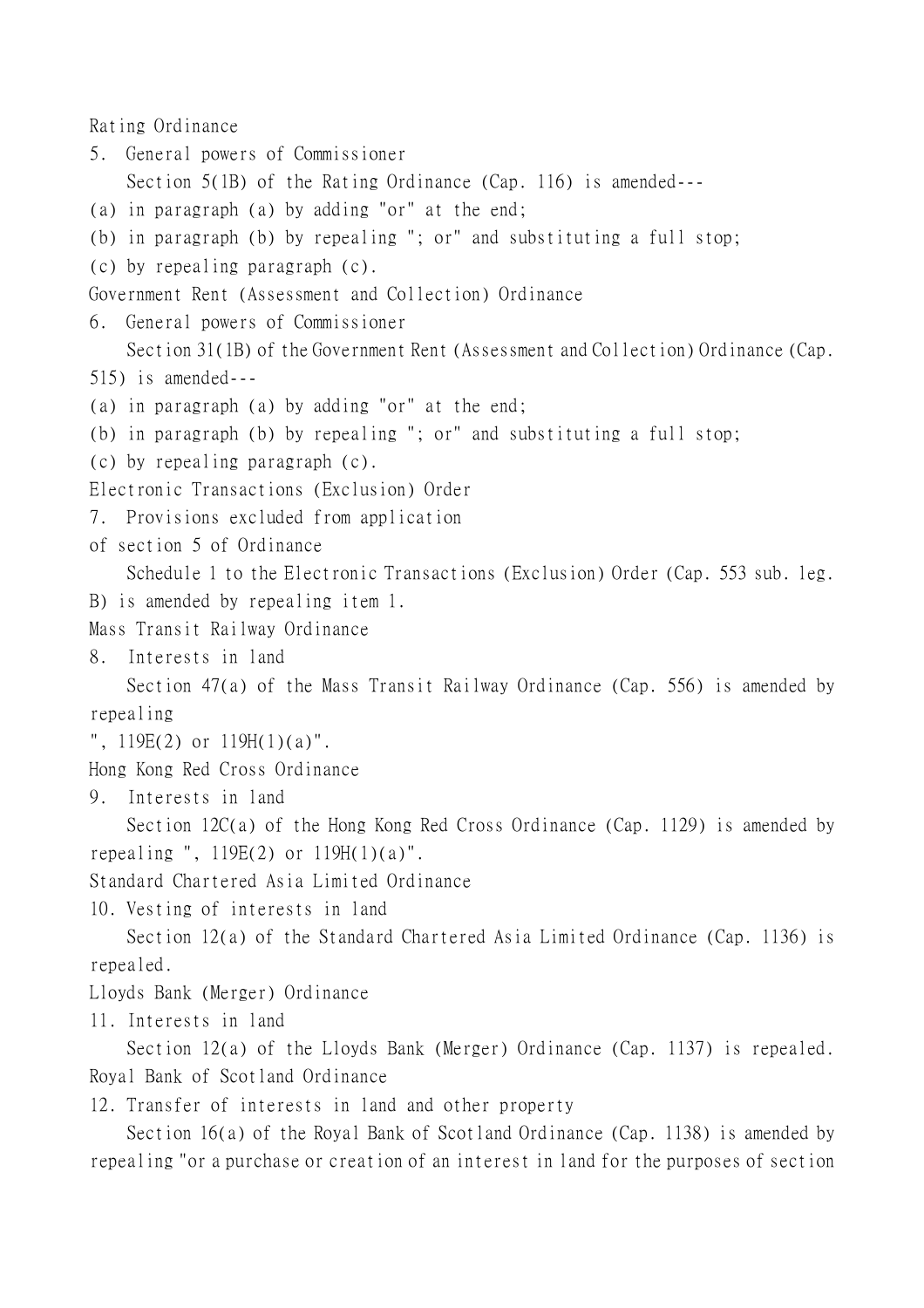Rating Ordinance

5. General powers of Commissioner

Section 5(1B) of the Rating Ordinance (Cap. 116) is amended---

(a) in paragraph (a) by adding "or" at the end;

(b) in paragraph (b) by repealing "; or" and substituting a full stop;

(c) by repealing paragraph (c).

Government Rent (Assessment and Collection) Ordinance

6. General powers of Commissioner

Section 31(1B) of the Government Rent (Assessment and Collection) Ordinance (Cap. 515) is amended---

(a) in paragraph (a) by adding "or" at the end;

(b) in paragraph (b) by repealing "; or" and substituting a full stop;

(c) by repealing paragraph (c).

Electronic Transactions (Exclusion) Order

7. Provisions excluded from application of section 5 of Ordinance

Schedule 1 to the Electronic Transactions (Exclusion) Order (Cap. 553 sub. leg. B) is amended by repealing item 1.

Mass Transit Railway Ordinance

8. Interests in land

Section 47(a) of the Mass Transit Railway Ordinance (Cap. 556) is amended by repealing

", 119E(2) or 119H(1)(a)".

Hong Kong Red Cross Ordinance

9. Interests in land

Section 12C(a) of the Hong Kong Red Cross Ordinance (Cap. 1129) is amended by repealing ", 119E(2) or 119H(1)(a)".

Standard Chartered Asia Limited Ordinance

10. Vesting of interests in land

Section 12(a) of the Standard Chartered Asia Limited Ordinance (Cap. 1136) is repealed.

Lloyds Bank (Merger) Ordinance

11. Interests in land

Section 12(a) of the Lloyds Bank (Merger) Ordinance (Cap. 1137) is repealed.

Royal Bank of Scotland Ordinance

12. Transfer of interests in land and other property

Section 16(a) of the Royal Bank of Scotland Ordinance (Cap. 1138) is amended by repealing "or a purchase or creation of an interest in land for the purposes of section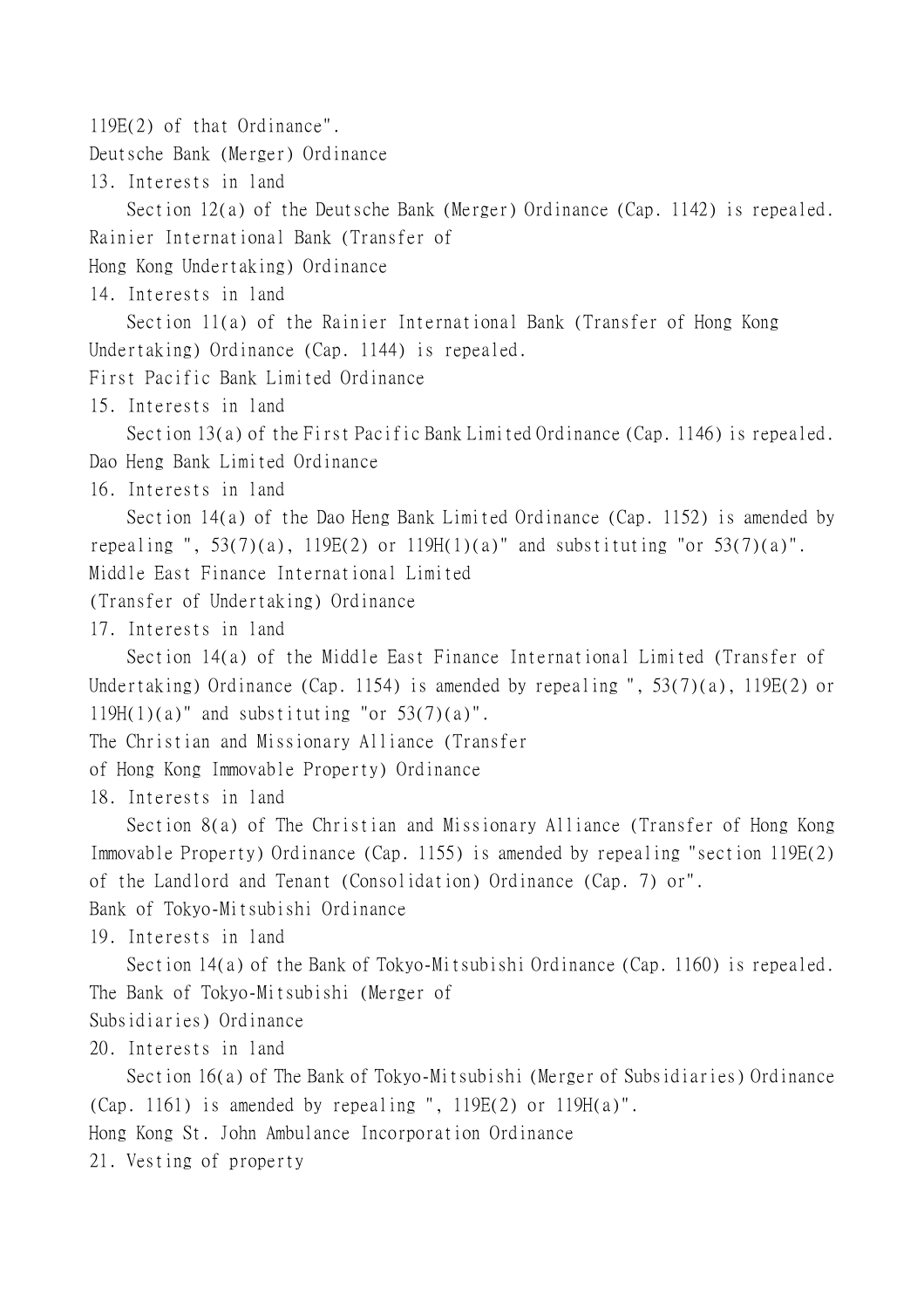119E(2) of that Ordinance".

### Deutsche Bank (Merger) Ordinance

**13. Interests in land**

Section 12(a) of the Deutsche Bank (Merger) Ordinance (Cap. 1142) is repealed.

### Rainier International Bank (Transfer of Hong Kong Undertaking) Ordinance

**14. Interests in land**

Section 11(a) of the Rainier International Bank (Transfer of Hong Kong Undertaking) Ordinance (Cap. 1144) is repealed.

### First Pacific Bank Limited Ordinance

**15. Interests in land**

Section 13(a) of the First Pacific Bank Limited Ordinance (Cap. 1146) is repealed.

### Dao Heng Bank Limited Ordinance

**16. Interests in land**

Section 14(a) of the Dao Heng Bank Limited Ordinance (Cap. 1152) is amended by repealing ", 53(7)(a), 119E(2) or 119H(1)(a)" and substituting "or 53(7)(a)".

### Middle East Finance International Limited (Transfer of Undertaking) Ordinance

**17. Interests in land**

Section 14(a) of the Middle East Finance International Limited (Transfer of Undertaking) Ordinance (Cap. 1154) is amended by repealing ", 53(7)(a), 119E(2) or 119H(1)(a)" and substituting "or 53(7)(a)".

### The Christian and Missionary Alliance (Transfer of Hong Kong Immovable Property) Ordinance

**18. Interests in land**

Section 8(a) of The Christian and Missionary Alliance (Transfer of Hong Kong Immovable Property) Ordinance (Cap. 1155) is amended by repealing "section 119E(2) of the Landlord and Tenant (Consolidation) Ordinance (Cap. 7) or".

### Bank of Tokyo-Mitsubishi Ordinance

**19. Interests in land**

Section 14(a) of the Bank of Tokyo-Mitsubishi Ordinance (Cap. 1160) is repealed.

### The Bank of Tokyo-Mitsubishi (Merger of Subsidiaries) Ordinance

**20. Interests in land**

Section 16(a) of The Bank of Tokyo-Mitsubishi (Merger of Subsidiaries) Ordinance (Cap. 1161) is amended by repealing ", 119E(2) or 119H(a)".

### Hong Kong St. John Ambulance Incorporation Ordinance

**21. Vesting of property**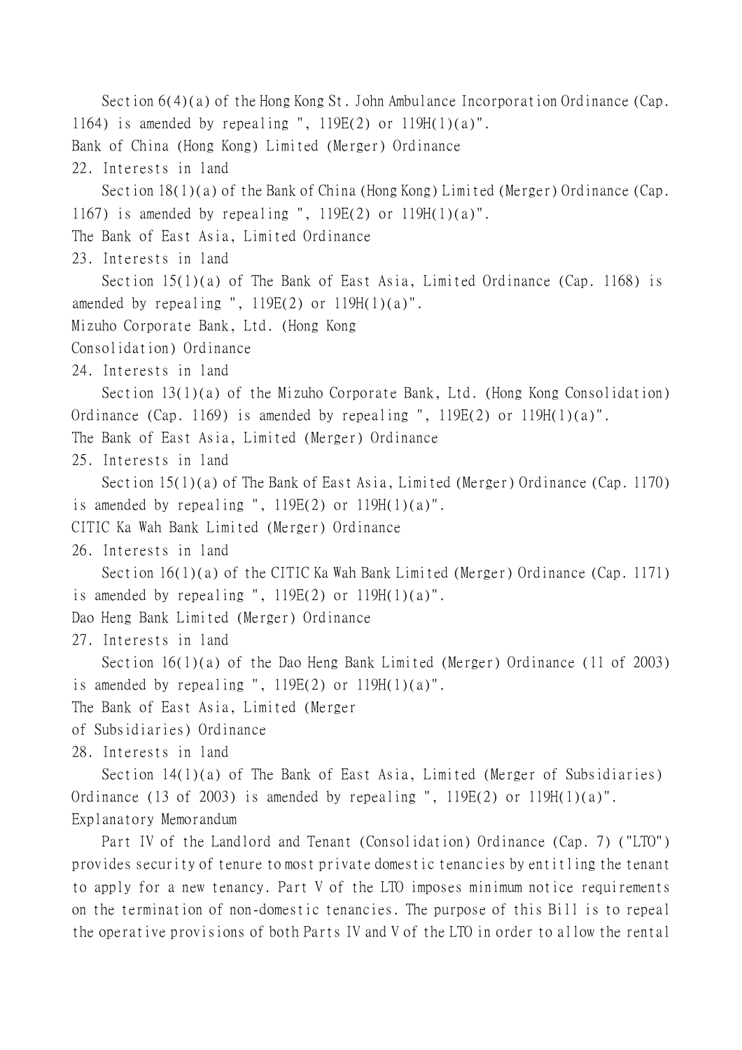Section 6(4)(a) of the Hong Kong St. John Ambulance Incorporation Ordinance (Cap. 1164) is amended by repealing ", 119E(2) or 119H(1)(a)".

### Bank of China (Hong Kong) Limited (Merger) Ordinance

#### 22. Interests in land

Section 18(1)(a) of the Bank of China (Hong Kong) Limited (Merger) Ordinance (Cap. 1167) is amended by repealing ", 119E(2) or 119H(1)(a)".

### The Bank of East Asia, Limited Ordinance

#### 23. Interests in land

Section 15(1)(a) of The Bank of East Asia, Limited Ordinance (Cap. 1168) is amended by repealing ", 119E(2) or 119H(1)(a)".

### Mizuho Corporate Bank, Ltd. (Hong Kong Consolidation) Ordinance

#### 24. Interests in land

Section 13(1)(a) of the Mizuho Corporate Bank, Ltd. (Hong Kong Consolidation) Ordinance (Cap. 1169) is amended by repealing ", 119E(2) or 119H(1)(a)".

### The Bank of East Asia, Limited (Merger) Ordinance

#### 25. Interests in land

Section 15(1)(a) of The Bank of East Asia, Limited (Merger) Ordinance (Cap. 1170) is amended by repealing ", 119E(2) or 119H(1)(a)".

### CITIC Ka Wah Bank Limited (Merger) Ordinance

#### 26. Interests in land

Section 16(1)(a) of the CITIC Ka Wah Bank Limited (Merger) Ordinance (Cap. 1171) is amended by repealing ", 119E(2) or 119H(1)(a)".

### Dao Heng Bank Limited (Merger) Ordinance

#### 27. Interests in land

Section 16(1)(a) of the Dao Heng Bank Limited (Merger) Ordinance (11 of 2003) is amended by repealing ", 119E(2) or 119H(1)(a)".

### The Bank of East Asia, Limited (Merger of Subsidiaries) Ordinance

#### 28. Interests in land

Section 14(1)(a) of The Bank of East Asia, Limited (Merger of Subsidiaries) Ordinance (13 of 2003) is amended by repealing ", 119E(2) or 119H(1)(a)".

## Explanatory Memorandum

Part IV of the Landlord and Tenant (Consolidation) Ordinance (Cap. 7) ("LTO") provides security of tenure to most private domestic tenancies by entitling the tenant to apply for a new tenancy. Part V of the LTO imposes minimum notice requirements on the termination of non-domestic tenancies. The purpose of this Bill is to repeal the operative provisions of both Parts IV and V of the LTO in order to allow the rental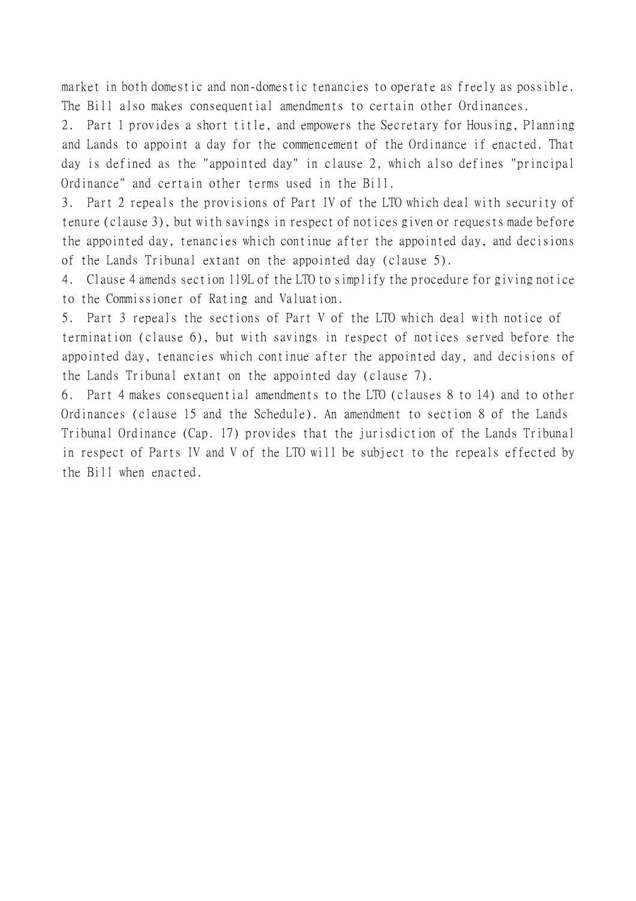market in both domestic and non-domestic tenancies to operate as freely as possible. The Bill also makes consequential amendments to certain other Ordinances.

2. Part 1 provides a short title, and empowers the Secretary for Housing, Planning and Lands to appoint a day for the commencement of the Ordinance if enacted. That day is defined as the "appointed day" in clause 2, which also defines "principal Ordinance" and certain other terms used in the Bill.

3. Part 2 repeals the provisions of Part IV of the LTO which deal with security of tenure (clause 3), but with savings in respect of notices given or requests made before the appointed day, tenancies which continue after the appointed day, and decisions of the Lands Tribunal extant on the appointed day (clause 5).

4. Clause 4 amends section 119L of the LTO to simplify the procedure for giving notice to the Commissioner of Rating and Valuation.

5. Part 3 repeals the sections of Part V of the LTO which deal with notice of termination (clause 6), but with savings in respect of notices served before the appointed day, tenancies which continue after the appointed day, and decisions of the Lands Tribunal extant on the appointed day (clause 7).

6. Part 4 makes consequential amendments to the LTO (clauses 8 to 14) and to other Ordinances (clause 15 and the Schedule). An amendment to section 8 of the Lands Tribunal Ordinance (Cap. 17) provides that the jurisdiction of the Lands Tribunal in respect of Parts IV and V of the LTO will be subject to the repeals effected by the Bill when enacted.